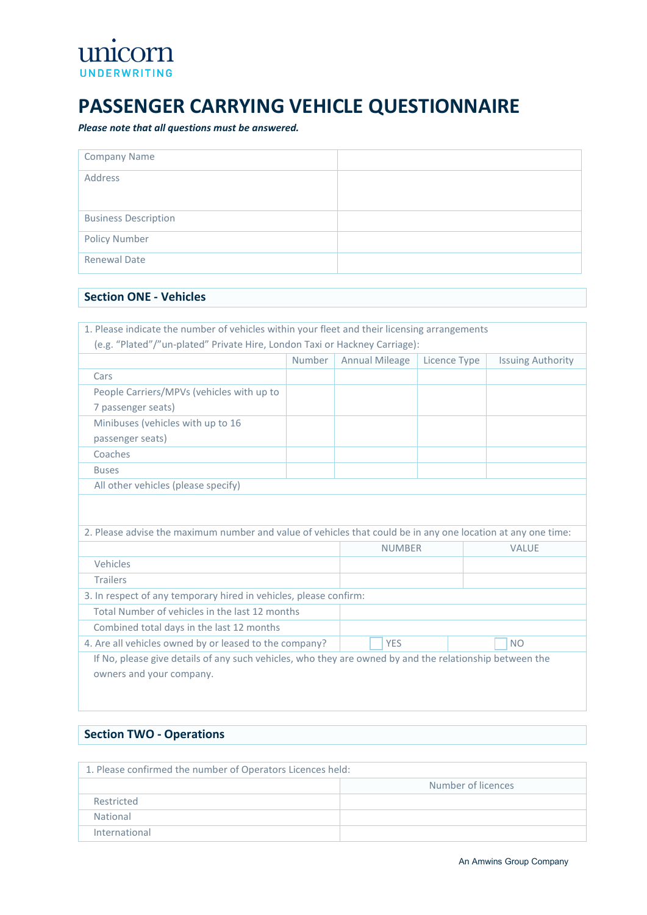unicorn
UNDERWRITING

# PASSENGER CARRYING VEHICLE QUESTIONNAIRE

***Please note that all questions must be answered.***

| | |
|---|---|
| Company Name | |
| Address | |
| Business Description | |
| Policy Number | |
| Renewal Date | |

## Section ONE - Vehicles

1. Please indicate the number of vehicles within your fleet and their licensing arrangements (e.g. "Plated"/"un-plated" Private Hire, London Taxi or Hackney Carriage):

| | Number | Annual Mileage | Licence Type | Issuing Authority |
|---|---|---|---|---|
| Cars | | | | |
| People Carriers/MPVs (vehicles with up to 7 passenger seats) | | | | |
| Minibuses (vehicles with up to 16 passenger seats) | | | | |
| Coaches | | | | |
| Buses | | | | |
| All other vehicles (please specify) | | | | |

2. Please advise the maximum number and value of vehicles that could be in any one location at any one time:

| | NUMBER | VALUE |
|---|---|---|
| Vehicles | | |
| Trailers | | |

3. In respect of any temporary hired in vehicles, please confirm:

| | |
|---|---|
| Total Number of vehicles in the last 12 months | |
| Combined total days in the last 12 months | |

4. Are all vehicles owned by or leased to the company? ☐ YES ☐ NO

If No, please give details of any such vehicles, who they are owned by and the relationship between the owners and your company.

## Section TWO - Operations

1. Please confirmed the number of Operators Licences held:

| | Number of licences |
|---|---|
| Restricted | |
| National | |
| International | |

An Amwins Group Company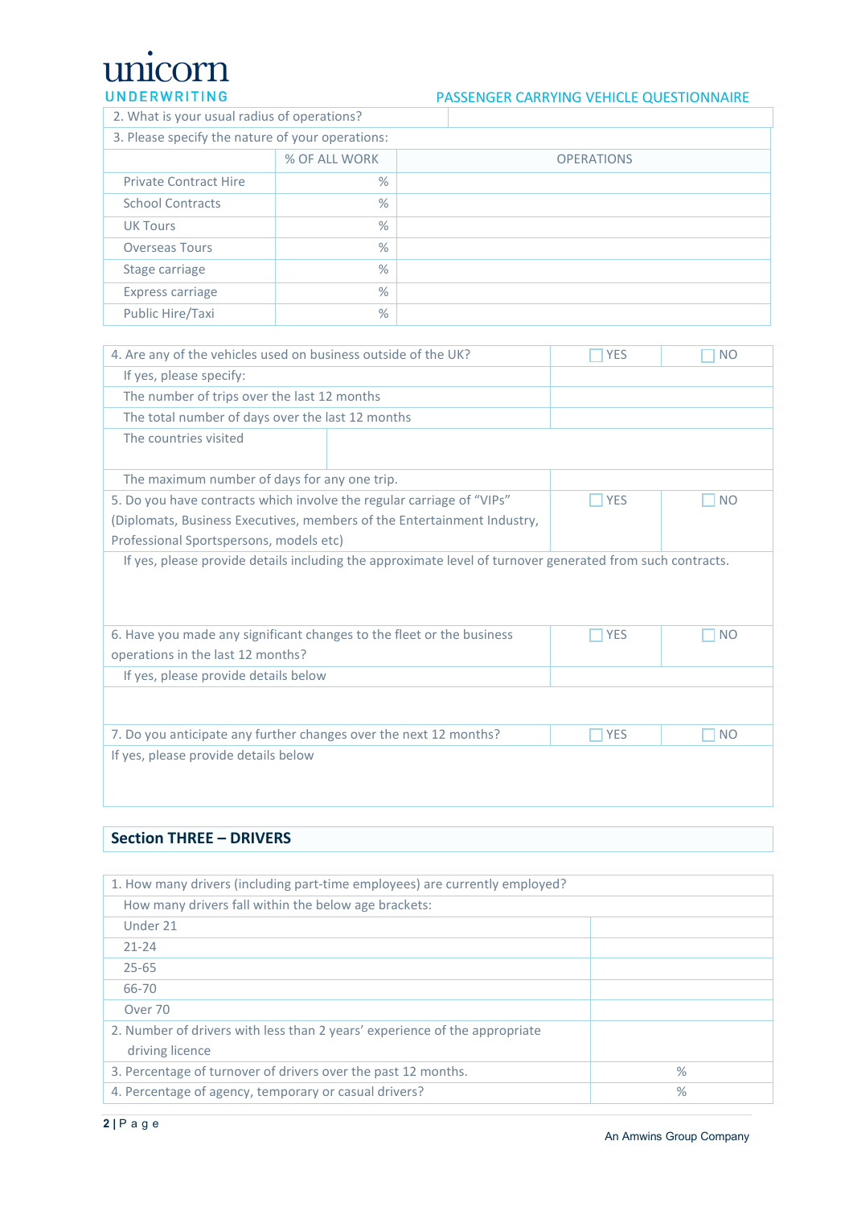| | |
|---|---|
| 2. What is your usual radius of operations? | |
| 3. Please specify the nature of your operations: | |

| | % OF ALL WORK | OPERATIONS |
|---|---|---|
| Private Contract Hire | % | |
| School Contracts | % | |
| UK Tours | % | |
| Overseas Tours | % | |
| Stage carriage | % | |
| Express carriage | % | |
| Public Hire/Taxi | % | |

| | | |
|---|---|---|
| 4. Are any of the vehicles used on business outside of the UK? | ☐ YES | ☐ NO |
| If yes, please specify: | | |
| The number of trips over the last 12 months | | |
| The total number of days over the last 12 months | | |
| The countries visited | | |
| The maximum number of days for any one trip. | | |
| 5. Do you have contracts which involve the regular carriage of "VIPs" (Diplomats, Business Executives, members of the Entertainment Industry, Professional Sportspersons, models etc) | ☐ YES | ☐ NO |
| If yes, please provide details including the approximate level of turnover generated from such contracts. | | |
| 6. Have you made any significant changes to the fleet or the business operations in the last 12 months? | ☐ YES | ☐ NO |
| If yes, please provide details below | | |
| 7. Do you anticipate any further changes over the next 12 months? | ☐ YES | ☐ NO |
| If yes, please provide details below | | |

## Section THREE – DRIVERS

| | |
|---|---|
| 1. How many drivers (including part-time employees) are currently employed? | |
| How many drivers fall within the below age brackets: | |
| Under 21 | |
| 21-24 | |
| 25-65 | |
| 66-70 | |
| Over 70 | |
| 2. Number of drivers with less than 2 years' experience of the appropriate driving licence | |
| 3. Percentage of turnover of drivers over the past 12 months. | % |
| 4. Percentage of agency, temporary or casual drivers? | % |

An Amwins Group Company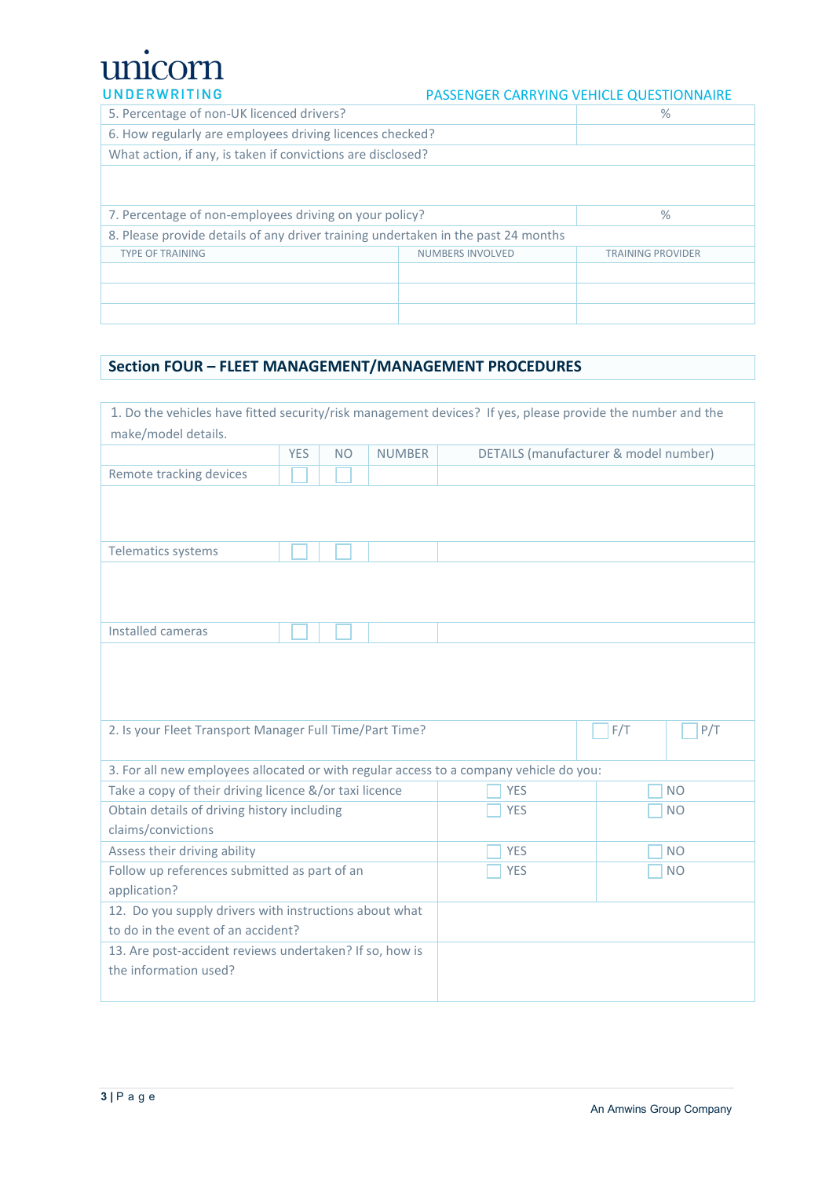| | |
|---|---|
| 5. Percentage of non-UK licenced drivers? | % |
| 6. How regularly are employees driving licences checked? | |
| What action, if any, is taken if convictions are disclosed? | |
| | |
| 7. Percentage of non-employees driving on your policy? | % |

8. Please provide details of any driver training undertaken in the past 24 months

| TYPE OF TRAINING | NUMBERS INVOLVED | TRAINING PROVIDER |
|---|---|---|
| | | |
| | | |
| | | |

## Section FOUR – FLEET MANAGEMENT/MANAGEMENT PROCEDURES

1. Do the vehicles have fitted security/risk management devices? If yes, please provide the number and the make/model details.

| | YES | NO | NUMBER | DETAILS (manufacturer & model number) |
|---|---|---|---|---|
| Remote tracking devices | ☐ | ☐ | | |
| | | | | |
| Telematics systems | ☐ | ☐ | | |
| | | | | |
| Installed cameras | ☐ | ☐ | | |
| | | | | |

| | | |
|---|---|---|
| 2. Is your Fleet Transport Manager Full Time/Part Time? | ☐ F/T | ☐ P/T |

3. For all new employees allocated or with regular access to a company vehicle do you:

| | | |
|---|---|---|
| Take a copy of their driving licence &/or taxi licence | ☐ YES | ☐ NO |
| Obtain details of driving history including claims/convictions | ☐ YES | ☐ NO |
| Assess their driving ability | ☐ YES | ☐ NO |
| Follow up references submitted as part of an application? | ☐ YES | ☐ NO |

| | |
|---|---|
| 12. Do you supply drivers with instructions about what to do in the event of an accident? | |
| 13. Are post-accident reviews undertaken? If so, how is the information used? | |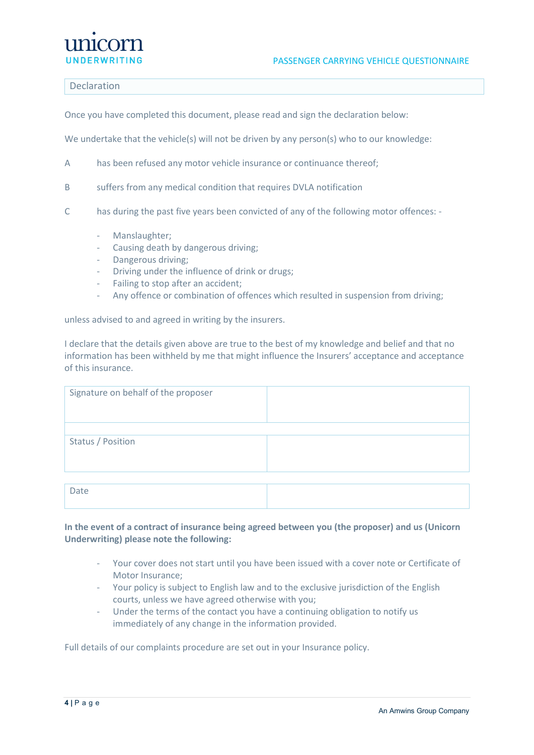## Declaration

Once you have completed this document, please read and sign the declaration below:

We undertake that the vehicle(s) will not be driven by any person(s) who to our knowledge:

A  has been refused any motor vehicle insurance or continuance thereof;

B  suffers from any medical condition that requires DVLA notification

C  has during the past five years been convicted of any of the following motor offences: -

- Manslaughter;
- Causing death by dangerous driving;
- Dangerous driving;
- Driving under the influence of drink or drugs;
- Failing to stop after an accident;
- Any offence or combination of offences which resulted in suspension from driving;

unless advised to and agreed in writing by the insurers.

I declare that the details given above are true to the best of my knowledge and belief and that no information has been withheld by me that might influence the Insurers' acceptance and acceptance of this insurance.

| | |
|---|---|
| Signature on behalf of the proposer | |
| | |
| Status / Position | |

| | |
|---|---|
| Date | |

**In the event of a contract of insurance being agreed between you (the proposer) and us (Unicorn Underwriting) please note the following:**

- Your cover does not start until you have been issued with a cover note or Certificate of Motor Insurance;
- Your policy is subject to English law and to the exclusive jurisdiction of the English courts, unless we have agreed otherwise with you;
- Under the terms of the contact you have a continuing obligation to notify us immediately of any change in the information provided.

Full details of our complaints procedure are set out in your Insurance policy.